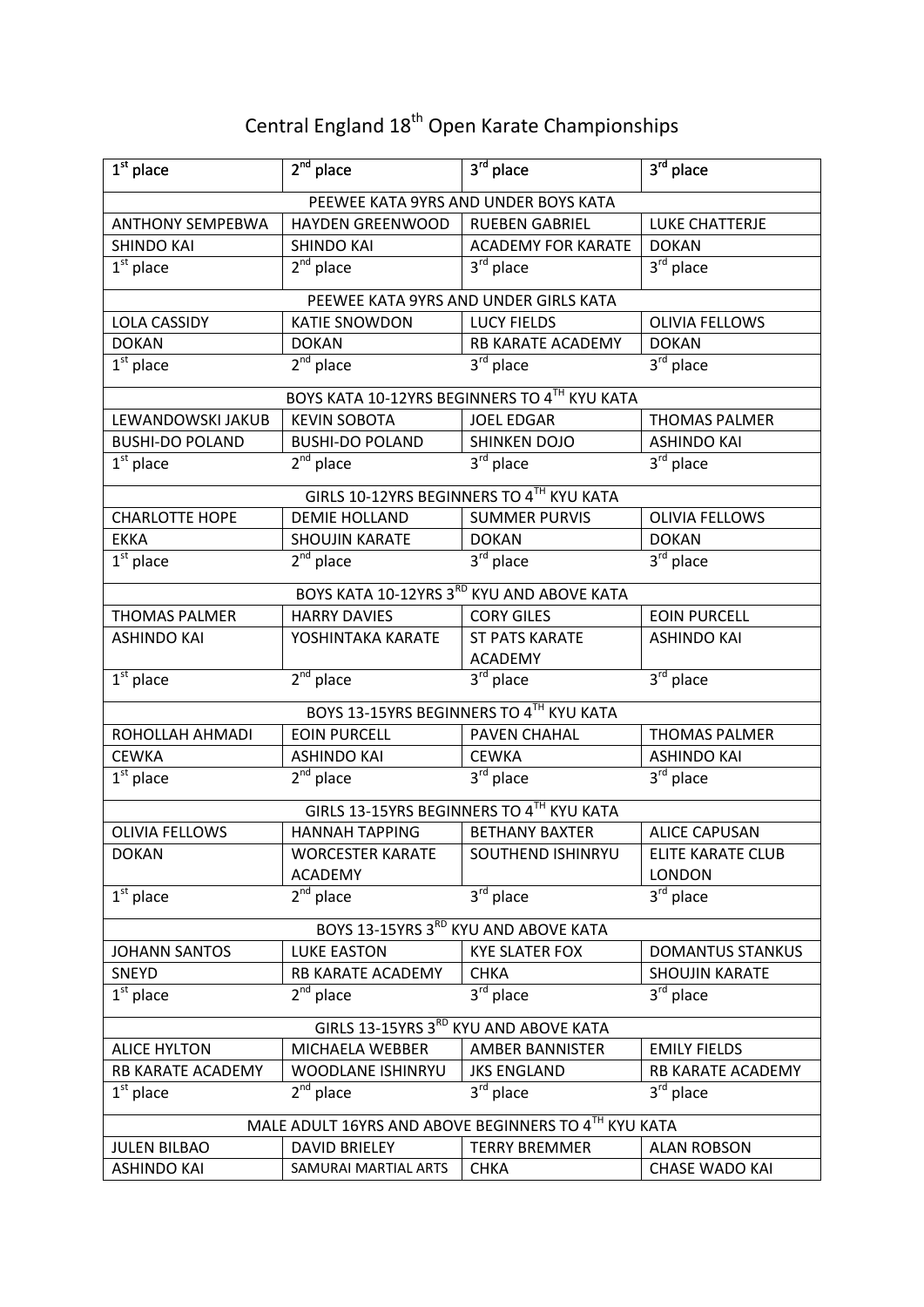# Central England 18th Open Karate Championships

| 1st place | 2nd place | 3rd place | 3rd place |
|---|---|---|---|
| PEEWEE KATA 9YRS AND UNDER BOYS KATA | | | |
| ANTHONY SEMPEBWA | HAYDEN GREENWOOD | RUEBEN GABRIEL | LUKE CHATTERJE |
| SHINDO KAI | SHINDO KAI | ACADEMY FOR KARATE | DOKAN |
| 1st place | 2nd place | 3rd place | 3rd place |
| PEEWEE KATA 9YRS AND UNDER GIRLS KATA | | | |
| LOLA CASSIDY | KATIE SNOWDON | LUCY FIELDS | OLIVIA FELLOWS |
| DOKAN | DOKAN | RB KARATE ACADEMY | DOKAN |
| 1st place | 2nd place | 3rd place | 3rd place |
| BOYS KATA 10-12YRS BEGINNERS TO 4TH KYU KATA | | | |
| LEWANDOWSKI JAKUB | KEVIN SOBOTA | JOEL EDGAR | THOMAS PALMER |
| BUSHI-DO POLAND | BUSHI-DO POLAND | SHINKEN DOJO | ASHINDO KAI |
| 1st place | 2nd place | 3rd place | 3rd place |
| GIRLS 10-12YRS BEGINNERS TO 4TH KYU KATA | | | |
| CHARLOTTE HOPE | DEMIE HOLLAND | SUMMER PURVIS | OLIVIA FELLOWS |
| EKKA | SHOUJIN KARATE | DOKAN | DOKAN |
| 1st place | 2nd place | 3rd place | 3rd place |
| BOYS KATA 10-12YRS 3RD KYU AND ABOVE KATA | | | |
| THOMAS PALMER | HARRY DAVIES | CORY GILES | EOIN PURCELL |
| ASHINDO KAI | YOSHINTAKA KARATE | ST PATS KARATE ACADEMY | ASHINDO KAI |
| 1st place | 2nd place | 3rd place | 3rd place |
| BOYS 13-15YRS BEGINNERS TO 4TH KYU KATA | | | |
| ROHOLLAH AHMADI | EOIN PURCELL | PAVEN CHAHAL | THOMAS PALMER |
| CEWKA | ASHINDO KAI | CEWKA | ASHINDO KAI |
| 1st place | 2nd place | 3rd place | 3rd place |
| GIRLS 13-15YRS BEGINNERS TO 4TH KYU KATA | | | |
| OLIVIA FELLOWS | HANNAH TAPPING | BETHANY BAXTER | ALICE CAPUSAN |
| DOKAN | WORCESTER KARATE ACADEMY | SOUTHEND ISHINRYU | ELITE KARATE CLUB LONDON |
| 1st place | 2nd place | 3rd place | 3rd place |
| BOYS 13-15YRS 3RD KYU AND ABOVE KATA | | | |
| JOHANN SANTOS | LUKE EASTON | KYE SLATER FOX | DOMANTUS STANKUS |
| SNEYD | RB KARATE ACADEMY | CHKA | SHOUJIN KARATE |
| 1st place | 2nd place | 3rd place | 3rd place |
| GIRLS 13-15YRS 3RD KYU AND ABOVE KATA | | | |
| ALICE HYLTON | MICHAELA WEBBER | AMBER BANNISTER | EMILY FIELDS |
| RB KARATE ACADEMY | WOODLANE ISHINRYU | JKS ENGLAND | RB KARATE ACADEMY |
| 1st place | 2nd place | 3rd place | 3rd place |
| MALE ADULT 16YRS AND ABOVE BEGINNERS TO 4TH KYU KATA | | | |
| JULEN BILBAO | DAVID BRIELEY | TERRY BREMMER | ALAN ROBSON |
| ASHINDO KAI | SAMURAI MARTIAL ARTS | CHKA | CHASE WADO KAI |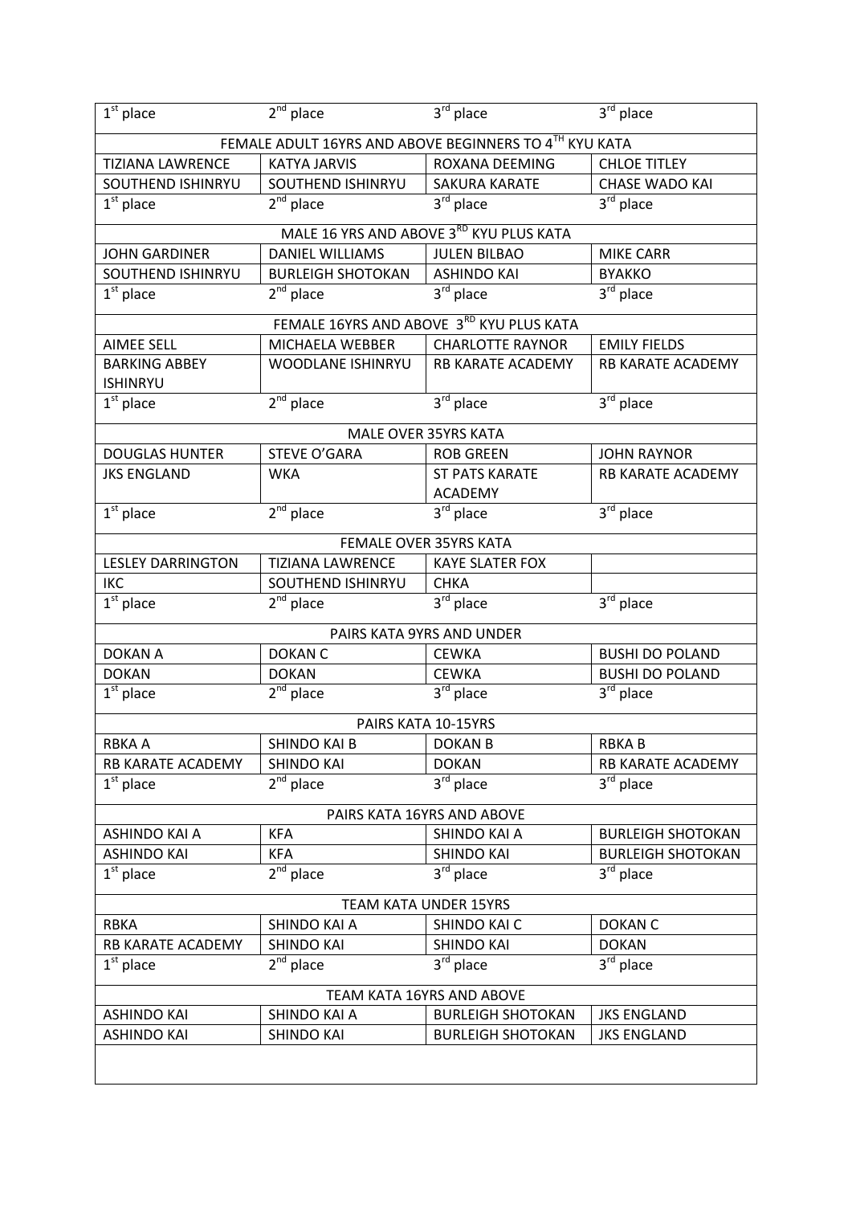| 1st place | 2nd place | 3rd place | 3rd place |
|---|---|---|---|
| FEMALE ADULT 16YRS AND ABOVE BEGINNERS TO 4TH KYU KATA | | | |
| TIZIANA LAWRENCE | KATYA JARVIS | ROXANA DEEMING | CHLOE TITLEY |
| SOUTHEND ISHINRYU | SOUTHEND ISHINRYU | SAKURA KARATE | CHASE WADO KAI |
| 1st place | 2nd place | 3rd place | 3rd place |
| MALE 16 YRS AND ABOVE 3RD KYU PLUS KATA | | | |
| JOHN GARDINER | DANIEL WILLIAMS | JULEN BILBAO | MIKE CARR |
| SOUTHEND ISHINRYU | BURLEIGH SHOTOKAN | ASHINDO KAI | BYAKKO |
| 1st place | 2nd place | 3rd place | 3rd place |
| FEMALE 16YRS AND ABOVE 3RD KYU PLUS KATA | | | |
| AIMEE SELL | MICHAELA WEBBER | CHARLOTTE RAYNOR | EMILY FIELDS |
| BARKING ABBEY ISHINRYU | WOODLANE ISHINRYU | RB KARATE ACADEMY | RB KARATE ACADEMY |
| 1st place | 2nd place | 3rd place | 3rd place |
| MALE OVER 35YRS KATA | | | |
| DOUGLAS HUNTER | STEVE O'GARA | ROB GREEN | JOHN RAYNOR |
| JKS ENGLAND | WKA | ST PATS KARATE ACADEMY | RB KARATE ACADEMY |
| 1st place | 2nd place | 3rd place | 3rd place |
| FEMALE OVER 35YRS KATA | | | |
| LESLEY DARRINGTON | TIZIANA LAWRENCE | KAYE SLATER FOX | |
| IKC | SOUTHEND ISHINRYU | CHKA | |
| 1st place | 2nd place | 3rd place | 3rd place |
| PAIRS KATA 9YRS AND UNDER | | | |
| DOKAN A | DOKAN C | CEWKA | BUSHI DO POLAND |
| DOKAN | DOKAN | CEWKA | BUSHI DO POLAND |
| 1st place | 2nd place | 3rd place | 3rd place |
| PAIRS KATA 10-15YRS | | | |
| RBKA A | SHINDO KAI B | DOKAN B | RBKA B |
| RB KARATE ACADEMY | SHINDO KAI | DOKAN | RB KARATE ACADEMY |
| 1st place | 2nd place | 3rd place | 3rd place |
| PAIRS KATA 16YRS AND ABOVE | | | |
| ASHINDO KAI A | KFA | SHINDO KAI A | BURLEIGH SHOTOKAN |
| ASHINDO KAI | KFA | SHINDO KAI | BURLEIGH SHOTOKAN |
| 1st place | 2nd place | 3rd place | 3rd place |
| TEAM KATA UNDER 15YRS | | | |
| RBKA | SHINDO KAI A | SHINDO KAI C | DOKAN C |
| RB KARATE ACADEMY | SHINDO KAI | SHINDO KAI | DOKAN |
| 1st place | 2nd place | 3rd place | 3rd place |
| TEAM KATA 16YRS AND ABOVE | | | |
| ASHINDO KAI | SHINDO KAI A | BURLEIGH SHOTOKAN | JKS ENGLAND |
| ASHINDO KAI | SHINDO KAI | BURLEIGH SHOTOKAN | JKS ENGLAND |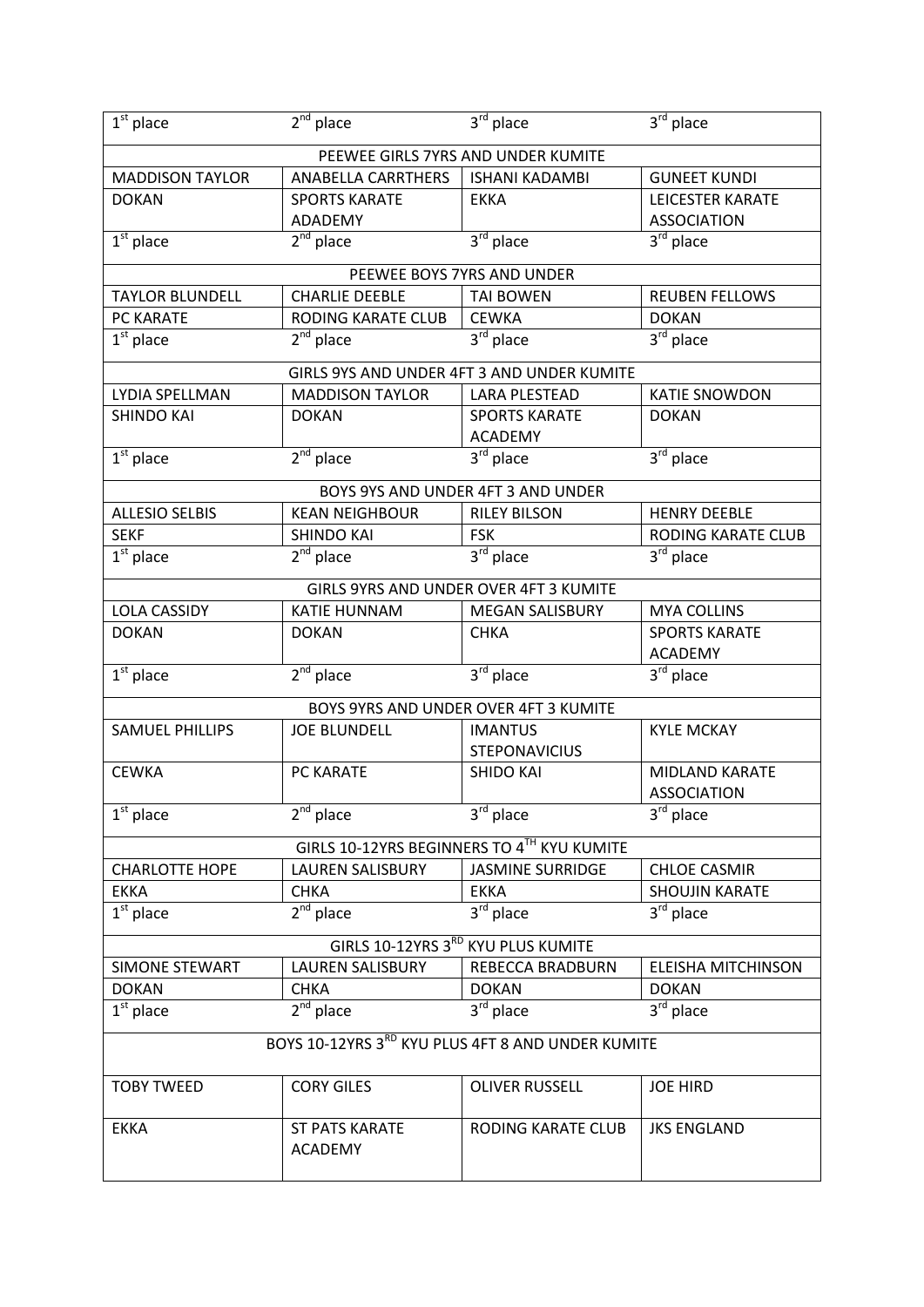| 1st place | 2nd place | 3rd place | 3rd place |
|---|---|---|---|
| PEEWEE GIRLS 7YRS AND UNDER KUMITE | | | |
| MADDISON TAYLOR | ANABELLA CARRTHERS | ISHANI KADAMBI | GUNEET KUNDI |
| DOKAN | SPORTS KARATE ADADEMY | EKKA | LEICESTER KARATE ASSOCIATION |
| 1st place | 2nd place | 3rd place | 3rd place |
| PEEWEE BOYS 7YRS AND UNDER | | | |
| TAYLOR BLUNDELL | CHARLIE DEEBLE | TAI BOWEN | REUBEN FELLOWS |
| PC KARATE | RODING KARATE CLUB | CEWKA | DOKAN |
| 1st place | 2nd place | 3rd place | 3rd place |
| GIRLS 9YS AND UNDER 4FT 3 AND UNDER KUMITE | | | |
| LYDIA SPELLMAN | MADDISON TAYLOR | LARA PLESTEAD | KATIE SNOWDON |
| SHINDO KAI | DOKAN | SPORTS KARATE ACADEMY | DOKAN |
| 1st place | 2nd place | 3rd place | 3rd place |
| BOYS 9YS AND UNDER 4FT 3 AND UNDER | | | |
| ALLESIO SELBIS | KEAN NEIGHBOUR | RILEY BILSON | HENRY DEEBLE |
| SEKF | SHINDO KAI | FSK | RODING KARATE CLUB |
| 1st place | 2nd place | 3rd place | 3rd place |
| GIRLS 9YRS AND UNDER OVER 4FT 3 KUMITE | | | |
| LOLA CASSIDY | KATIE HUNNAM | MEGAN SALISBURY | MYA COLLINS |
| DOKAN | DOKAN | CHKA | SPORTS KARATE ACADEMY |
| 1st place | 2nd place | 3rd place | 3rd place |
| BOYS 9YRS AND UNDER OVER 4FT 3 KUMITE | | | |
| SAMUEL PHILLIPS | JOE BLUNDELL | IMANTUS STEPONAVICIUS | KYLE MCKAY |
| CEWKA | PC KARATE | SHIDO KAI | MIDLAND KARATE ASSOCIATION |
| 1st place | 2nd place | 3rd place | 3rd place |
| GIRLS 10-12YRS BEGINNERS TO 4TH KYU KUMITE | | | |
| CHARLOTTE HOPE | LAUREN SALISBURY | JASMINE SURRIDGE | CHLOE CASMIR |
| EKKA | CHKA | EKKA | SHOUJIN KARATE |
| 1st place | 2nd place | 3rd place | 3rd place |
| GIRLS 10-12YRS 3RD KYU PLUS KUMITE | | | |
| SIMONE STEWART | LAUREN SALISBURY | REBECCA BRADBURN | ELEISHA MITCHINSON |
| DOKAN | CHKA | DOKAN | DOKAN |
| 1st place | 2nd place | 3rd place | 3rd place |
| BOYS 10-12YRS 3RD KYU PLUS 4FT 8 AND UNDER KUMITE | | | |
| TOBY TWEED | CORY GILES | OLIVER RUSSELL | JOE HIRD |
| EKKA | ST PATS KARATE ACADEMY | RODING KARATE CLUB | JKS ENGLAND |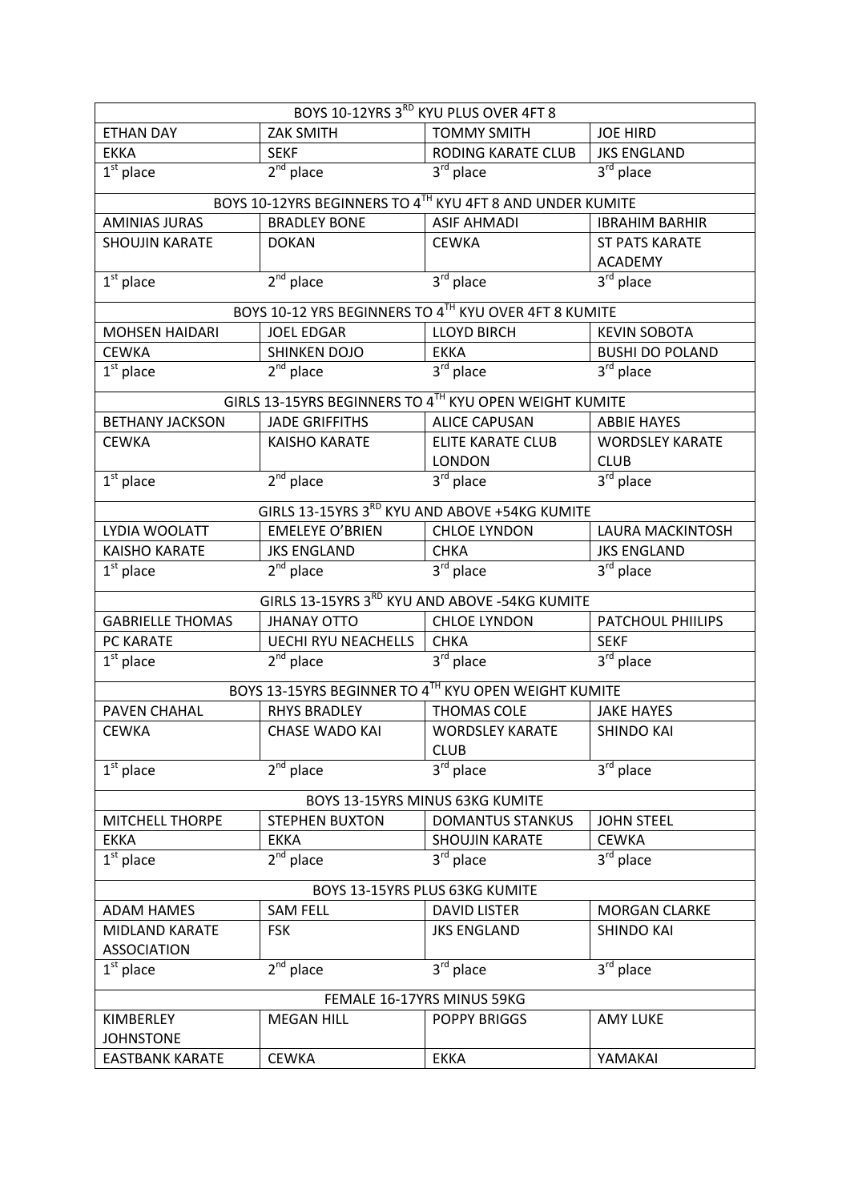| BOYS 10-12YRS 3RD KYU PLUS OVER 4FT 8 | | | |
|---|---|---|---|
| ETHAN DAY | ZAK SMITH | TOMMY SMITH | JOE HIRD |
| EKKA | SEKF | RODING KARATE CLUB | JKS ENGLAND |
| 1st place | 2nd place | 3rd place | 3rd place |

| BOYS 10-12YRS BEGINNERS TO 4TH KYU 4FT 8 AND UNDER KUMITE | | | |
|---|---|---|---|
| AMINIAS JURAS | BRADLEY BONE | ASIF AHMADI | IBRAHIM BARHIR |
| SHOUJIN KARATE | DOKAN | CEWKA | ST PATS KARATE ACADEMY |
| 1st place | 2nd place | 3rd place | 3rd place |

| BOYS 10-12 YRS BEGINNERS TO 4TH KYU OVER 4FT 8 KUMITE | | | |
|---|---|---|---|
| MOHSEN HAIDARI | JOEL EDGAR | LLOYD BIRCH | KEVIN SOBOTA |
| CEWKA | SHINKEN DOJO | EKKA | BUSHI DO POLAND |
| 1st place | 2nd place | 3rd place | 3rd place |

| GIRLS 13-15YRS BEGINNERS TO 4TH KYU OPEN WEIGHT KUMITE | | | |
|---|---|---|---|
| BETHANY JACKSON | JADE GRIFFITHS | ALICE CAPUSAN | ABBIE HAYES |
| CEWKA | KAISHO KARATE | ELITE KARATE CLUB LONDON | WORDSLEY KARATE CLUB |
| 1st place | 2nd place | 3rd place | 3rd place |

| GIRLS 13-15YRS 3RD KYU AND ABOVE +54KG KUMITE | | | |
|---|---|---|---|
| LYDIA WOOLATT | EMELEYE O'BRIEN | CHLOE LYNDON | LAURA MACKINTOSH |
| KAISHO KARATE | JKS ENGLAND | CHKA | JKS ENGLAND |
| 1st place | 2nd place | 3rd place | 3rd place |

| GIRLS 13-15YRS 3RD KYU AND ABOVE -54KG KUMITE | | | |
|---|---|---|---|
| GABRIELLE THOMAS | JHANAY OTTO | CHLOE LYNDON | PATCHOUL PHIILIPS |
| PC KARATE | UECHI RYU NEACHELLS | CHKA | SEKF |
| 1st place | 2nd place | 3rd place | 3rd place |

| BOYS 13-15YRS BEGINNER TO 4TH KYU OPEN WEIGHT KUMITE | | | |
|---|---|---|---|
| PAVEN CHAHAL | RHYS BRADLEY | THOMAS COLE | JAKE HAYES |
| CEWKA | CHASE WADO KAI | WORDSLEY KARATE CLUB | SHINDO KAI |
| 1st place | 2nd place | 3rd place | 3rd place |

| BOYS 13-15YRS MINUS 63KG KUMITE | | | |
|---|---|---|---|
| MITCHELL THORPE | STEPHEN BUXTON | DOMANTUS STANKUS | JOHN STEEL |
| EKKA | EKKA | SHOUJIN KARATE | CEWKA |
| 1st place | 2nd place | 3rd place | 3rd place |

| BOYS 13-15YRS PLUS 63KG KUMITE | | | |
|---|---|---|---|
| ADAM HAMES | SAM FELL | DAVID LISTER | MORGAN CLARKE |
| MIDLAND KARATE ASSOCIATION | FSK | JKS ENGLAND | SHINDO KAI |
| 1st place | 2nd place | 3rd place | 3rd place |

| FEMALE 16-17YRS MINUS 59KG | | | |
|---|---|---|---|
| KIMBERLEY JOHNSTONE | MEGAN HILL | POPPY BRIGGS | AMY LUKE |
| EASTBANK KARATE | CEWKA | EKKA | YAMAKAI |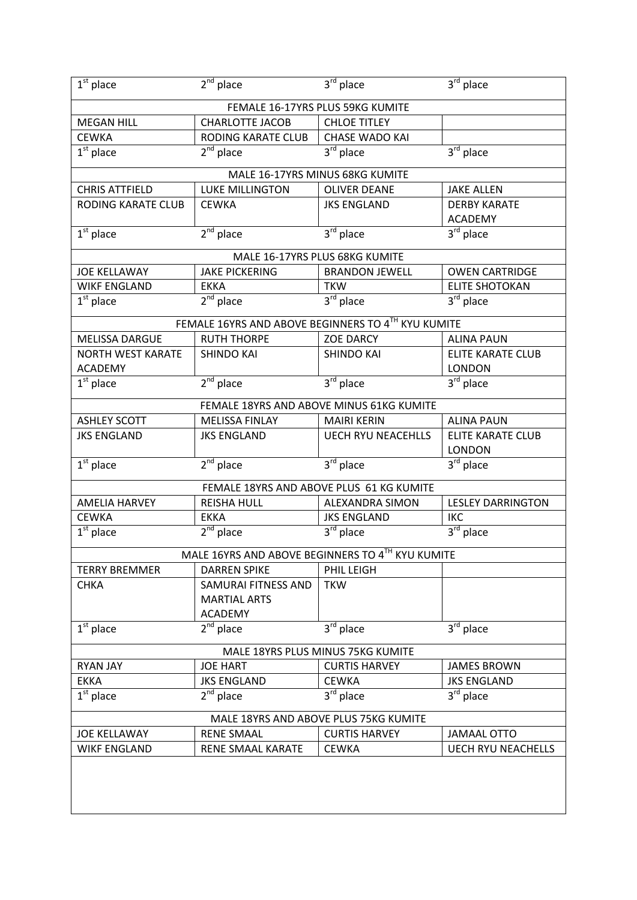| 1st place | 2nd place | 3rd place | 3rd place |
|---|---|---|---|
| FEMALE 16-17YRS PLUS 59KG KUMITE | | | |
| MEGAN HILL | CHARLOTTE JACOB | CHLOE TITLEY | |
| CEWKA | RODING KARATE CLUB | CHASE WADO KAI | |
| 1st place | 2nd place | 3rd place | 3rd place |
| MALE 16-17YRS MINUS 68KG KUMITE | | | |
| CHRIS ATTFIELD | LUKE MILLINGTON | OLIVER DEANE | JAKE ALLEN |
| RODING KARATE CLUB | CEWKA | JKS ENGLAND | DERBY KARATE ACADEMY |
| 1st place | 2nd place | 3rd place | 3rd place |
| MALE 16-17YRS PLUS 68KG KUMITE | | | |
| JOE KELLAWAY | JAKE PICKERING | BRANDON JEWELL | OWEN CARTRIDGE |
| WIKF ENGLAND | EKKA | TKW | ELITE SHOTOKAN |
| 1st place | 2nd place | 3rd place | 3rd place |
| FEMALE 16YRS AND ABOVE BEGINNERS TO 4TH KYU KUMITE | | | |
| MELISSA DARGUE | RUTH THORPE | ZOE DARCY | ALINA PAUN |
| NORTH WEST KARATE ACADEMY | SHINDO KAI | SHINDO KAI | ELITE KARATE CLUB LONDON |
| 1st place | 2nd place | 3rd place | 3rd place |
| FEMALE 18YRS AND ABOVE MINUS 61KG KUMITE | | | |
| ASHLEY SCOTT | MELISSA FINLAY | MAIRI KERIN | ALINA PAUN |
| JKS ENGLAND | JKS ENGLAND | UECH RYU NEACEHLLS | ELITE KARATE CLUB LONDON |
| 1st place | 2nd place | 3rd place | 3rd place |
| FEMALE 18YRS AND ABOVE PLUS 61 KG KUMITE | | | |
| AMELIA HARVEY | REISHA HULL | ALEXANDRA SIMON | LESLEY DARRINGTON |
| CEWKA | EKKA | JKS ENGLAND | IKC |
| 1st place | 2nd place | 3rd place | 3rd place |
| MALE 16YRS AND ABOVE BEGINNERS TO 4TH KYU KUMITE | | | |
| TERRY BREMMER | DARREN SPIKE | PHIL LEIGH | |
| CHKA | SAMURAI FITNESS AND MARTIAL ARTS ACADEMY | TKW | |
| 1st place | 2nd place | 3rd place | 3rd place |
| MALE 18YRS PLUS MINUS 75KG KUMITE | | | |
| RYAN JAY | JOE HART | CURTIS HARVEY | JAMES BROWN |
| EKKA | JKS ENGLAND | CEWKA | JKS ENGLAND |
| 1st place | 2nd place | 3rd place | 3rd place |
| MALE 18YRS AND ABOVE PLUS 75KG KUMITE | | | |
| JOE KELLAWAY | RENE SMAAL | CURTIS HARVEY | JAMAAL OTTO |
| WIKF ENGLAND | RENE SMAAL KARATE | CEWKA | UECH RYU NEACHELLS |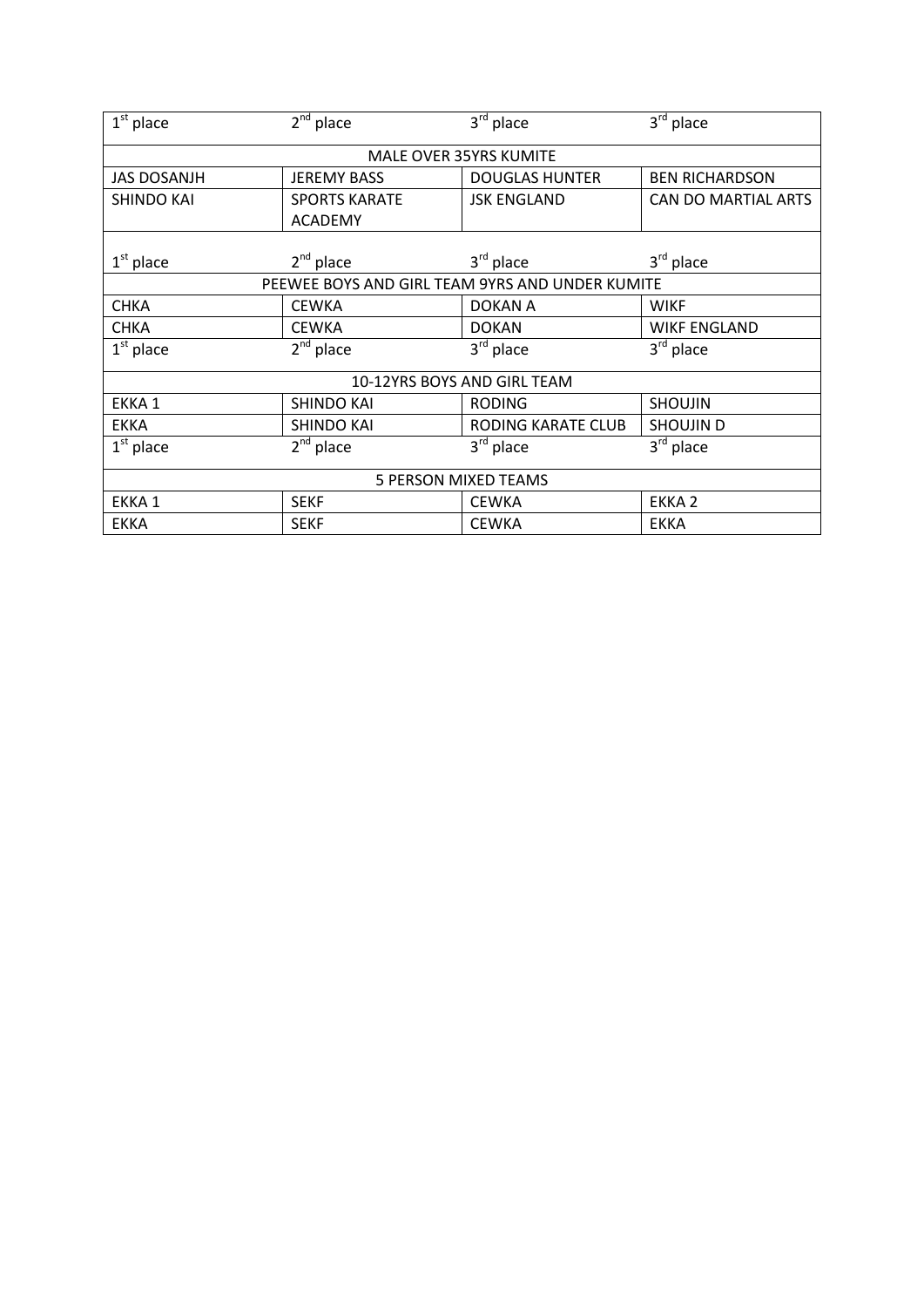| 1st place | 2nd place | 3rd place | 3rd place |
|---|---|---|---|
| MALE OVER 35YRS KUMITE | | | |
| JAS DOSANJH | JEREMY BASS | DOUGLAS HUNTER | BEN RICHARDSON |
| SHINDO KAI | SPORTS KARATE ACADEMY | JSK ENGLAND | CAN DO MARTIAL ARTS |

| 1st place | 2nd place | 3rd place | 3rd place |
|---|---|---|---|
| PEEWEE BOYS AND GIRL TEAM 9YRS AND UNDER KUMITE | | | |
| CHKA | CEWKA | DOKAN A | WIKF |
| CHKA | CEWKA | DOKAN | WIKF ENGLAND |

| 1st place | 2nd place | 3rd place | 3rd place |
|---|---|---|---|
| 10-12YRS BOYS AND GIRL TEAM | | | |
| EKKA 1 | SHINDO KAI | RODING | SHOUJIN |
| EKKA | SHINDO KAI | RODING KARATE CLUB | SHOUJIN D |

| 1st place | 2nd place | 3rd place | 3rd place |
|---|---|---|---|
| 5 PERSON MIXED TEAMS | | | |
| EKKA 1 | SEKF | CEWKA | EKKA 2 |
| EKKA | SEKF | CEWKA | EKKA |